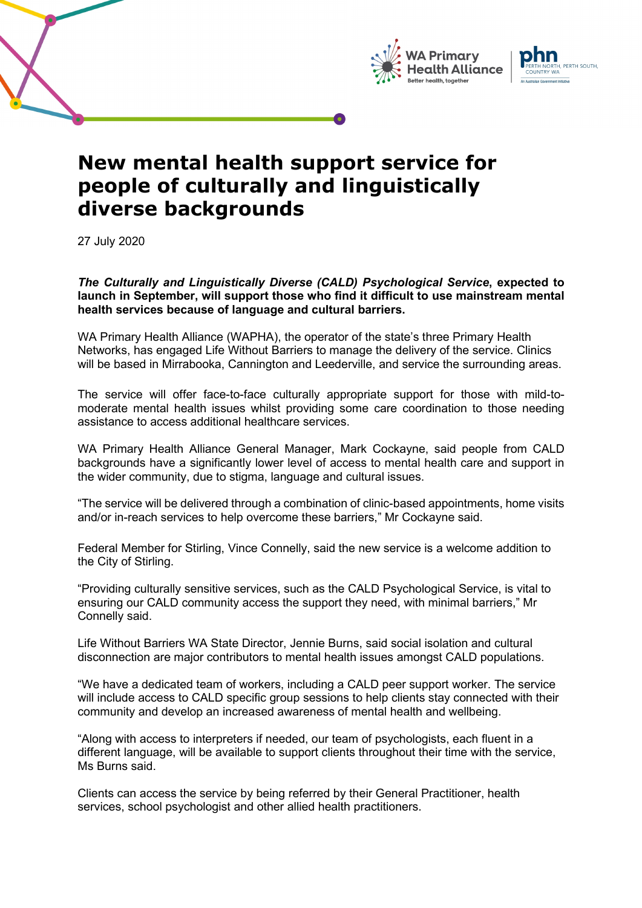# New mental health support service for people of culturally and linguistically diverse backgrounds

27 July 2020

***The Culturally and Linguistically Diverse (CALD) Psychological Service*, expected to launch in September, will support those who find it difficult to use mainstream mental health services because of language and cultural barriers.**

WA Primary Health Alliance (WAPHA), the operator of the state's three Primary Health Networks, has engaged Life Without Barriers to manage the delivery of the service. Clinics will be based in Mirrabooka, Cannington and Leederville, and service the surrounding areas.

The service will offer face-to-face culturally appropriate support for those with mild-to-moderate mental health issues whilst providing some care coordination to those needing assistance to access additional healthcare services.

WA Primary Health Alliance General Manager, Mark Cockayne, said people from CALD backgrounds have a significantly lower level of access to mental health care and support in the wider community, due to stigma, language and cultural issues.

"The service will be delivered through a combination of clinic-based appointments, home visits and/or in-reach services to help overcome these barriers," Mr Cockayne said.

Federal Member for Stirling, Vince Connelly, said the new service is a welcome addition to the City of Stirling.

"Providing culturally sensitive services, such as the CALD Psychological Service, is vital to ensuring our CALD community access the support they need, with minimal barriers," Mr Connelly said.

Life Without Barriers WA State Director, Jennie Burns, said social isolation and cultural disconnection are major contributors to mental health issues amongst CALD populations.

"We have a dedicated team of workers, including a CALD peer support worker. The service will include access to CALD specific group sessions to help clients stay connected with their community and develop an increased awareness of mental health and wellbeing.

"Along with access to interpreters if needed, our team of psychologists, each fluent in a different language, will be available to support clients throughout their time with the service, Ms Burns said.

Clients can access the service by being referred by their General Practitioner, health services, school psychologist and other allied health practitioners.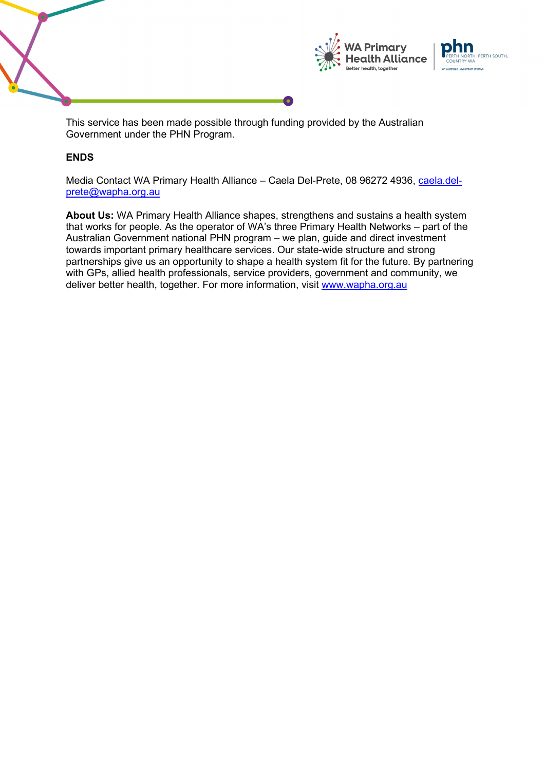This service has been made possible through funding provided by the Australian Government under the PHN Program.

**ENDS**

Media Contact WA Primary Health Alliance – Caela Del-Prete, 08 96272 4936, caela.del-prete@wapha.org.au

**About Us:** WA Primary Health Alliance shapes, strengthens and sustains a health system that works for people. As the operator of WA's three Primary Health Networks – part of the Australian Government national PHN program – we plan, guide and direct investment towards important primary healthcare services. Our state-wide structure and strong partnerships give us an opportunity to shape a health system fit for the future. By partnering with GPs, allied health professionals, service providers, government and community, we deliver better health, together. For more information, visit www.wapha.org.au